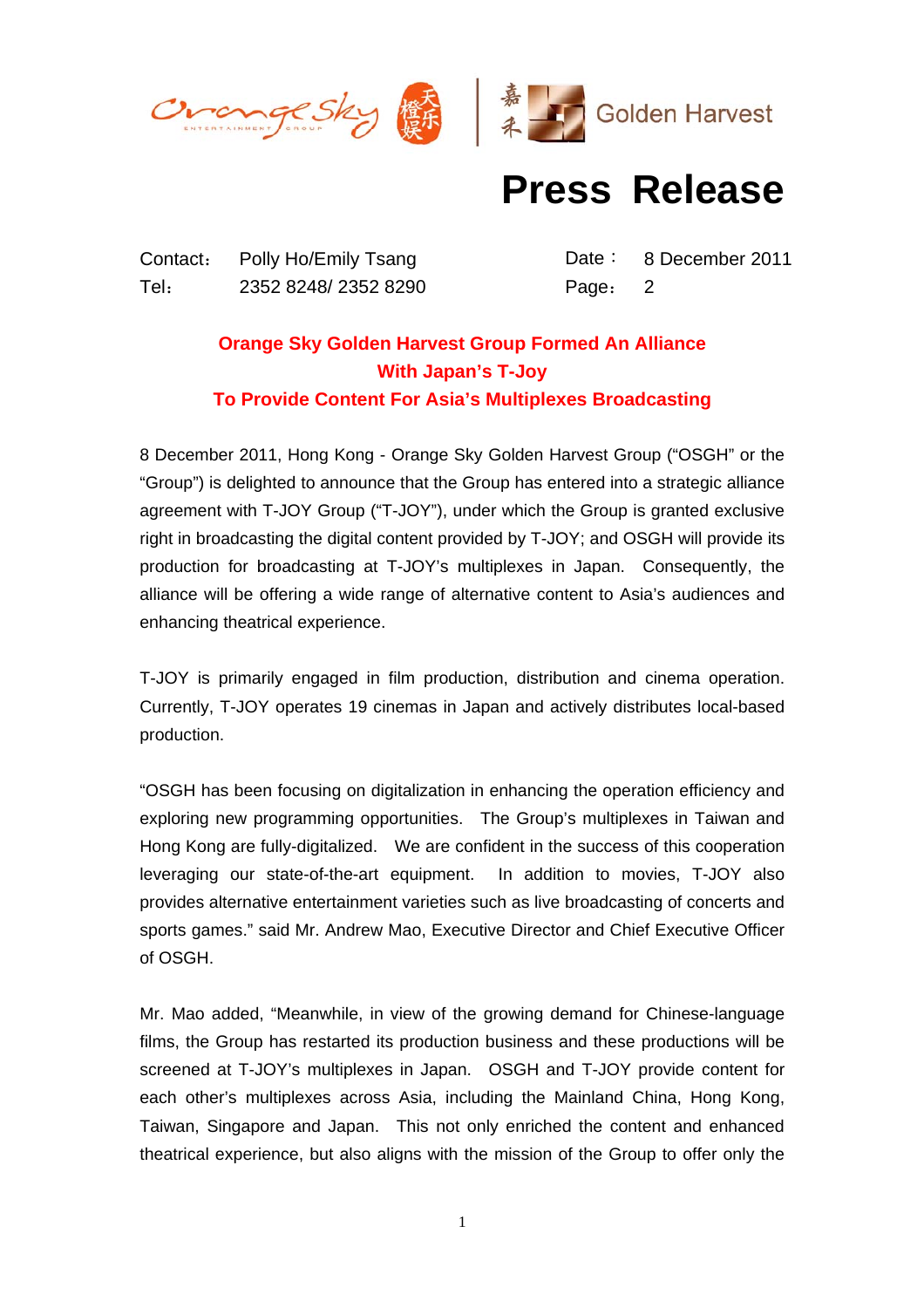# Press Release

| | | | |
|---|---|---|---|
| Contact： | Polly Ho/Emily Tsang | Date： | 8 December 2011 |
| Tel： | 2352 8248/ 2352 8290 | Page： | 2 |

## Orange Sky Golden Harvest Group Formed An Alliance With Japan's T-Joy To Provide Content For Asia's Multiplexes Broadcasting

8 December 2011, Hong Kong - Orange Sky Golden Harvest Group ("OSGH" or the "Group") is delighted to announce that the Group has entered into a strategic alliance agreement with T-JOY Group ("T-JOY"), under which the Group is granted exclusive right in broadcasting the digital content provided by T-JOY; and OSGH will provide its production for broadcasting at T-JOY's multiplexes in Japan. Consequently, the alliance will be offering a wide range of alternative content to Asia's audiences and enhancing theatrical experience.

T-JOY is primarily engaged in film production, distribution and cinema operation. Currently, T-JOY operates 19 cinemas in Japan and actively distributes local-based production.

"OSGH has been focusing on digitalization in enhancing the operation efficiency and exploring new programming opportunities. The Group's multiplexes in Taiwan and Hong Kong are fully-digitalized. We are confident in the success of this cooperation leveraging our state-of-the-art equipment. In addition to movies, T-JOY also provides alternative entertainment varieties such as live broadcasting of concerts and sports games." said Mr. Andrew Mao, Executive Director and Chief Executive Officer of OSGH.

Mr. Mao added, "Meanwhile, in view of the growing demand for Chinese-language films, the Group has restarted its production business and these productions will be screened at T-JOY's multiplexes in Japan. OSGH and T-JOY provide content for each other's multiplexes across Asia, including the Mainland China, Hong Kong, Taiwan, Singapore and Japan. This not only enriched the content and enhanced theatrical experience, but also aligns with the mission of the Group to offer only the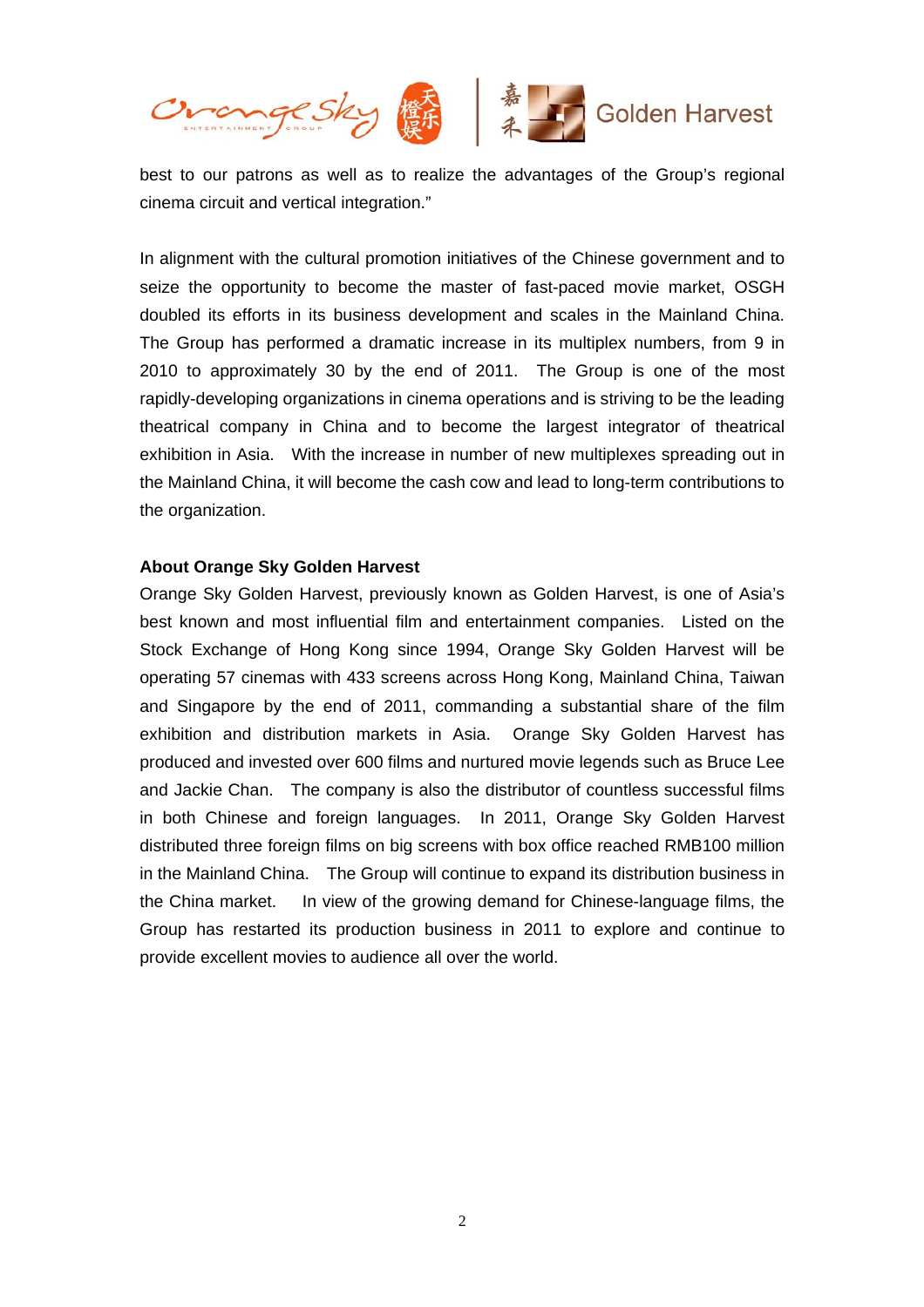best to our patrons as well as to realize the advantages of the Group's regional cinema circuit and vertical integration."

In alignment with the cultural promotion initiatives of the Chinese government and to seize the opportunity to become the master of fast-paced movie market, OSGH doubled its efforts in its business development and scales in the Mainland China. The Group has performed a dramatic increase in its multiplex numbers, from 9 in 2010 to approximately 30 by the end of 2011. The Group is one of the most rapidly-developing organizations in cinema operations and is striving to be the leading theatrical company in China and to become the largest integrator of theatrical exhibition in Asia. With the increase in number of new multiplexes spreading out in the Mainland China, it will become the cash cow and lead to long-term contributions to the organization.

**About Orange Sky Golden Harvest**

Orange Sky Golden Harvest, previously known as Golden Harvest, is one of Asia's best known and most influential film and entertainment companies. Listed on the Stock Exchange of Hong Kong since 1994, Orange Sky Golden Harvest will be operating 57 cinemas with 433 screens across Hong Kong, Mainland China, Taiwan and Singapore by the end of 2011, commanding a substantial share of the film exhibition and distribution markets in Asia. Orange Sky Golden Harvest has produced and invested over 600 films and nurtured movie legends such as Bruce Lee and Jackie Chan. The company is also the distributor of countless successful films in both Chinese and foreign languages. In 2011, Orange Sky Golden Harvest distributed three foreign films on big screens with box office reached RMB100 million in the Mainland China. The Group will continue to expand its distribution business in the China market. In view of the growing demand for Chinese-language films, the Group has restarted its production business in 2011 to explore and continue to provide excellent movies to audience all over the world.